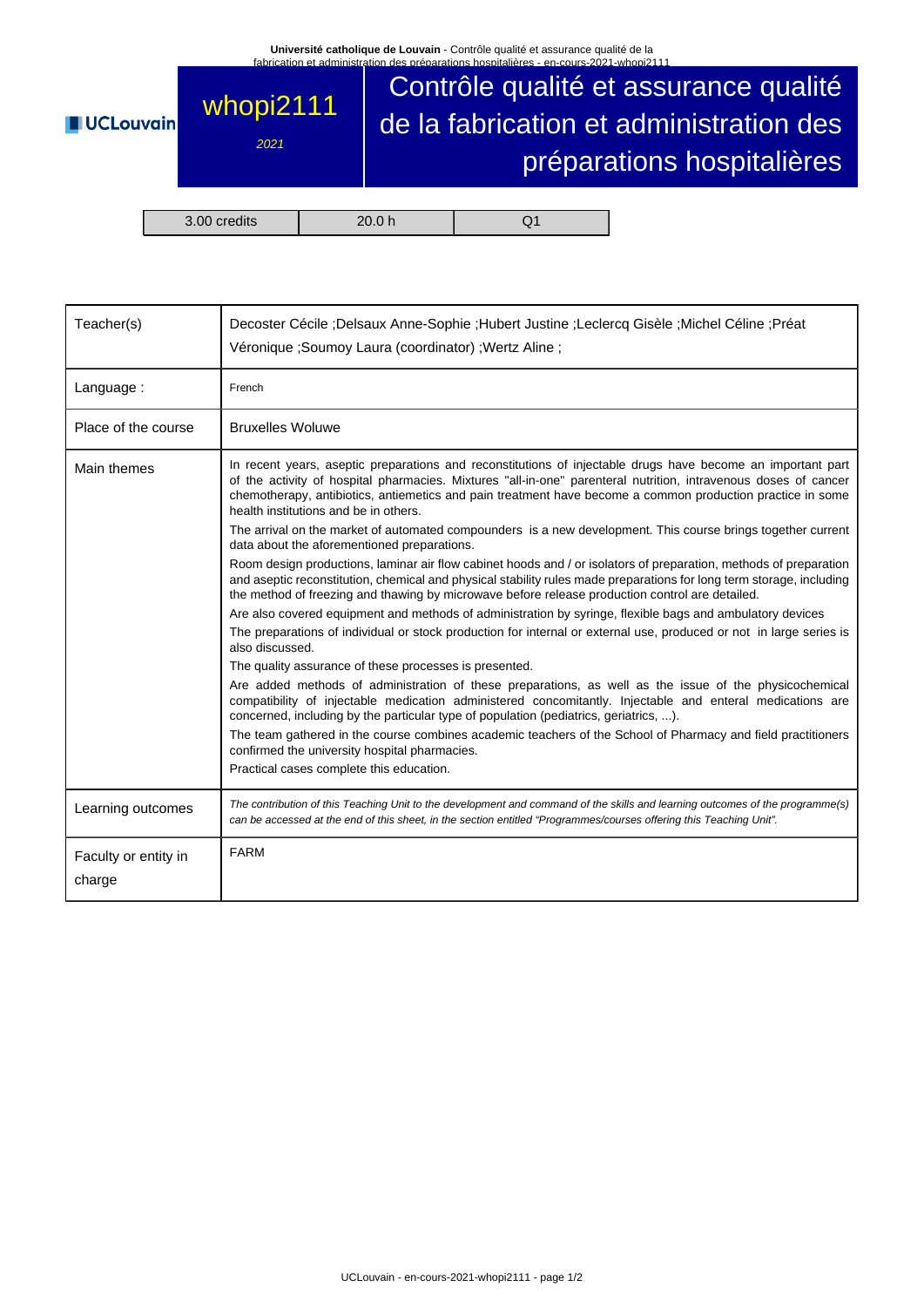# whopi2111

*2021*

# Contrôle qualité et assurance qualité de la fabrication et administration des préparations hospitalières

| 3.00 credits | 20.0 h | Q1 |
|---|---|---|

| | |
|---|---|
| Teacher(s) | Decoster Cécile ;Delsaux Anne-Sophie ;Hubert Justine ;Leclercq Gisèle ;Michel Céline ;Préat Véronique ;Soumoy Laura (coordinator) ;Wertz Aline ; |
| Language : | French |
| Place of the course | Bruxelles Woluwe |
| Main themes | In recent years, aseptic preparations and reconstitutions of injectable drugs have become an important part of the activity of hospital pharmacies. Mixtures "all-in-one" parenteral nutrition, intravenous doses of cancer chemotherapy, antibiotics, antiemetics and pain treatment have become a common production practice in some health institutions and be in others.<br><br>The arrival on the market of automated compounders is a new development. This course brings together current data about the aforementioned preparations.<br><br>Room design productions, laminar air flow cabinet hoods and / or isolators of preparation, methods of preparation and aseptic reconstitution, chemical and physical stability rules made preparations for long term storage, including the method of freezing and thawing by microwave before release production control are detailed.<br><br>Are also covered equipment and methods of administration by syringe, flexible bags and ambulatory devices<br><br>The preparations of individual or stock production for internal or external use, produced or not in large series is also discussed.<br><br>The quality assurance of these processes is presented.<br><br>Are added methods of administration of these preparations, as well as the issue of the physicochemical compatibility of injectable medication administered concomitantly. Injectable and enteral medications are concerned, including by the particular type of population (pediatrics, geriatrics, ...).<br><br>The team gathered in the course combines academic teachers of the School of Pharmacy and field practitioners confirmed the university hospital pharmacies.<br><br>Practical cases complete this education. |
| Learning outcomes | *The contribution of this Teaching Unit to the development and command of the skills and learning outcomes of the programme(s) can be accessed at the end of this sheet, in the section entitled "Programmes/courses offering this Teaching Unit".* |
| Faculty or entity in charge | FARM |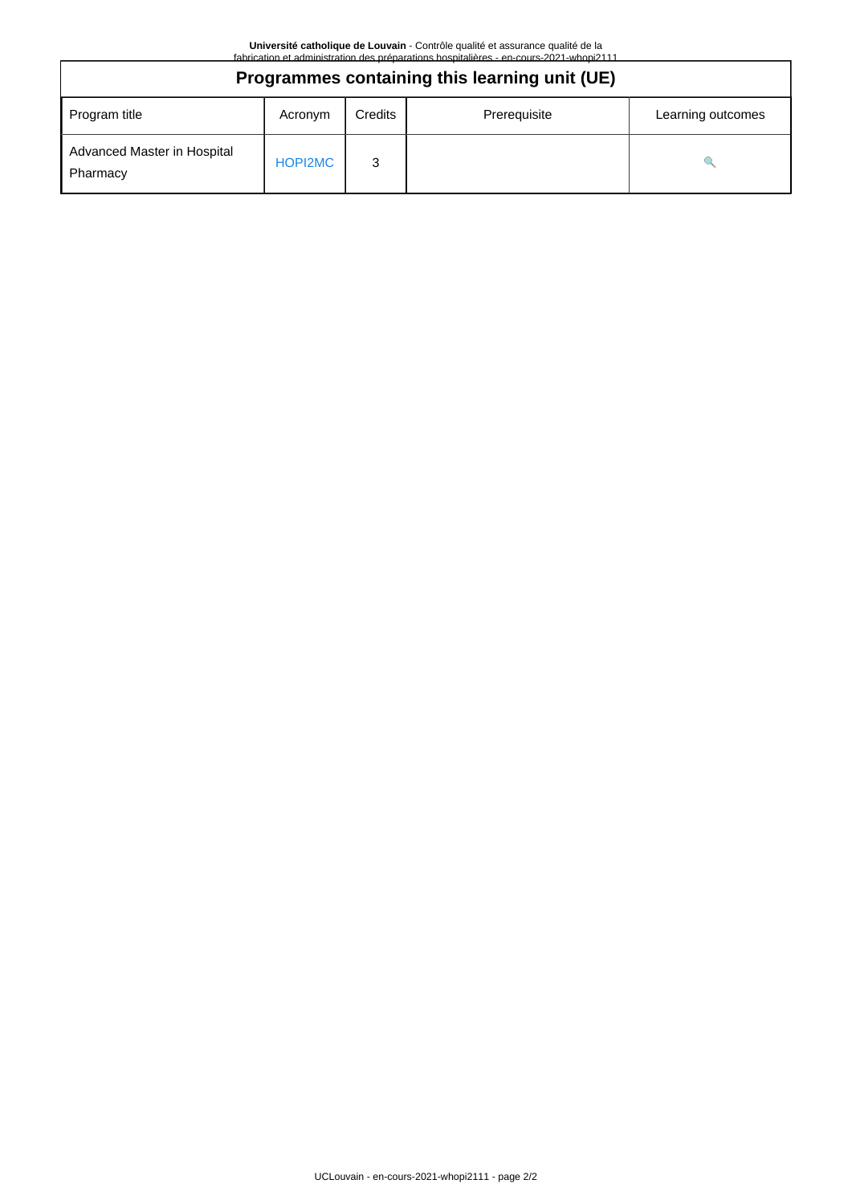## Programmes containing this learning unit (UE)

| Program title | Acronym | Credits | Prerequisite | Learning outcomes |
|---|---|---|---|---|
| Advanced Master in Hospital Pharmacy | HOPI2MC | 3 | | |